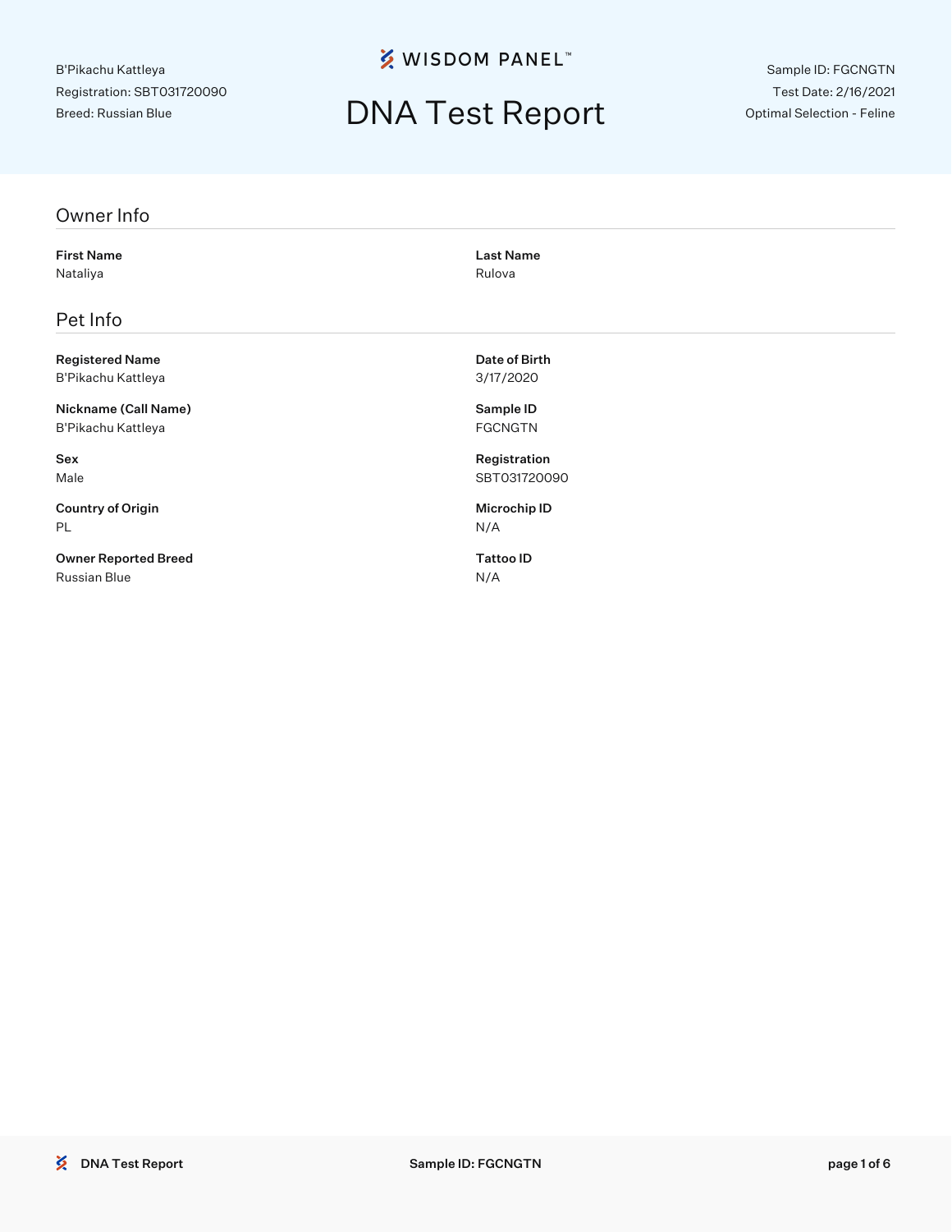B'Pikachu Kattleya
Registration: SBT031720090
Breed: Russian Blue

WISDOM PANEL™

# DNA Test Report

Sample ID: FGCNGTN
Test Date: 2/16/2021
Optimal Selection - Feline

## Owner Info

**First Name**
Nataliya

**Last Name**
Rulova

## Pet Info

**Registered Name**
B'Pikachu Kattleya

**Date of Birth**
3/17/2020

**Nickname (Call Name)**
B'Pikachu Kattleya

**Sample ID**
FGCNGTN

**Sex**
Male

**Registration**
SBT031720090

**Country of Origin**
PL

**Microchip ID**
N/A

**Owner Reported Breed**
Russian Blue

**Tattoo ID**
N/A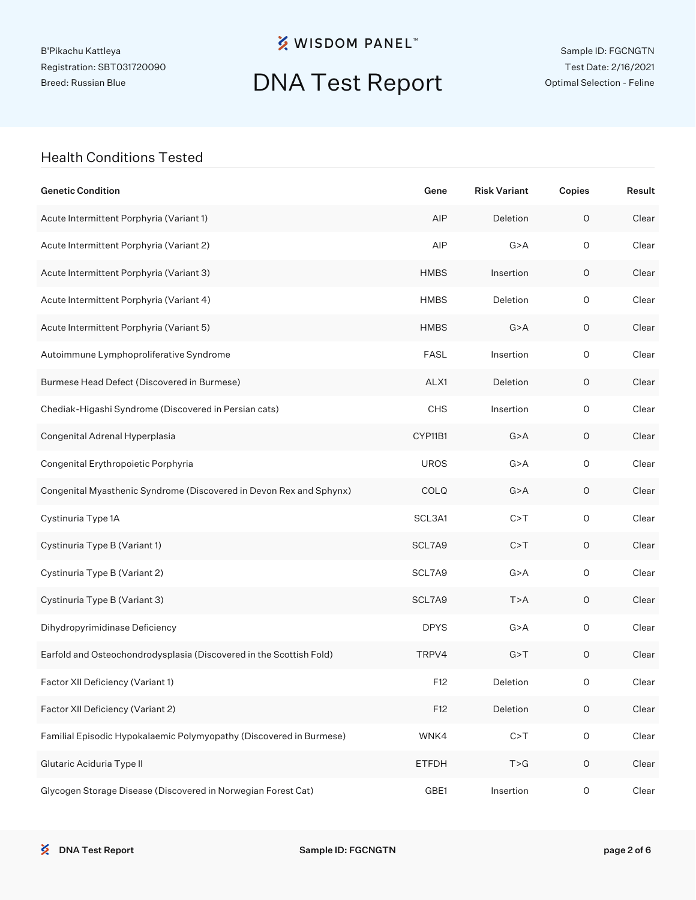B'Pikachu Kattleya
Registration: SBT031720090
Breed: Russian Blue

WISDOM PANEL™

# DNA Test Report

Sample ID: FGCNGTN
Test Date: 2/16/2021
Optimal Selection - Feline

## Health Conditions Tested

| Genetic Condition | Gene | Risk Variant | Copies | Result |
|---|---|---|---|---|
| Acute Intermittent Porphyria (Variant 1) | AIP | Deletion | 0 | Clear |
| Acute Intermittent Porphyria (Variant 2) | AIP | G>A | 0 | Clear |
| Acute Intermittent Porphyria (Variant 3) | HMBS | Insertion | 0 | Clear |
| Acute Intermittent Porphyria (Variant 4) | HMBS | Deletion | 0 | Clear |
| Acute Intermittent Porphyria (Variant 5) | HMBS | G>A | 0 | Clear |
| Autoimmune Lymphoproliferative Syndrome | FASL | Insertion | 0 | Clear |
| Burmese Head Defect (Discovered in Burmese) | ALX1 | Deletion | 0 | Clear |
| Chediak-Higashi Syndrome (Discovered in Persian cats) | CHS | Insertion | 0 | Clear |
| Congenital Adrenal Hyperplasia | CYP11B1 | G>A | 0 | Clear |
| Congenital Erythropoietic Porphyria | UROS | G>A | 0 | Clear |
| Congenital Myasthenic Syndrome (Discovered in Devon Rex and Sphynx) | COLQ | G>A | 0 | Clear |
| Cystinuria Type 1A | SCL3A1 | C>T | 0 | Clear |
| Cystinuria Type B (Variant 1) | SCL7A9 | C>T | 0 | Clear |
| Cystinuria Type B (Variant 2) | SCL7A9 | G>A | 0 | Clear |
| Cystinuria Type B (Variant 3) | SCL7A9 | T>A | 0 | Clear |
| Dihydropyrimidinase Deficiency | DPYS | G>A | 0 | Clear |
| Earfold and Osteochondrodysplasia (Discovered in the Scottish Fold) | TRPV4 | G>T | 0 | Clear |
| Factor XII Deficiency (Variant 1) | F12 | Deletion | 0 | Clear |
| Factor XII Deficiency (Variant 2) | F12 | Deletion | 0 | Clear |
| Familial Episodic Hypokalaemic Polymyopathy (Discovered in Burmese) | WNK4 | C>T | 0 | Clear |
| Glutaric Aciduria Type II | ETFDH | T>G | 0 | Clear |
| Glycogen Storage Disease (Discovered in Norwegian Forest Cat) | GBE1 | Insertion | 0 | Clear |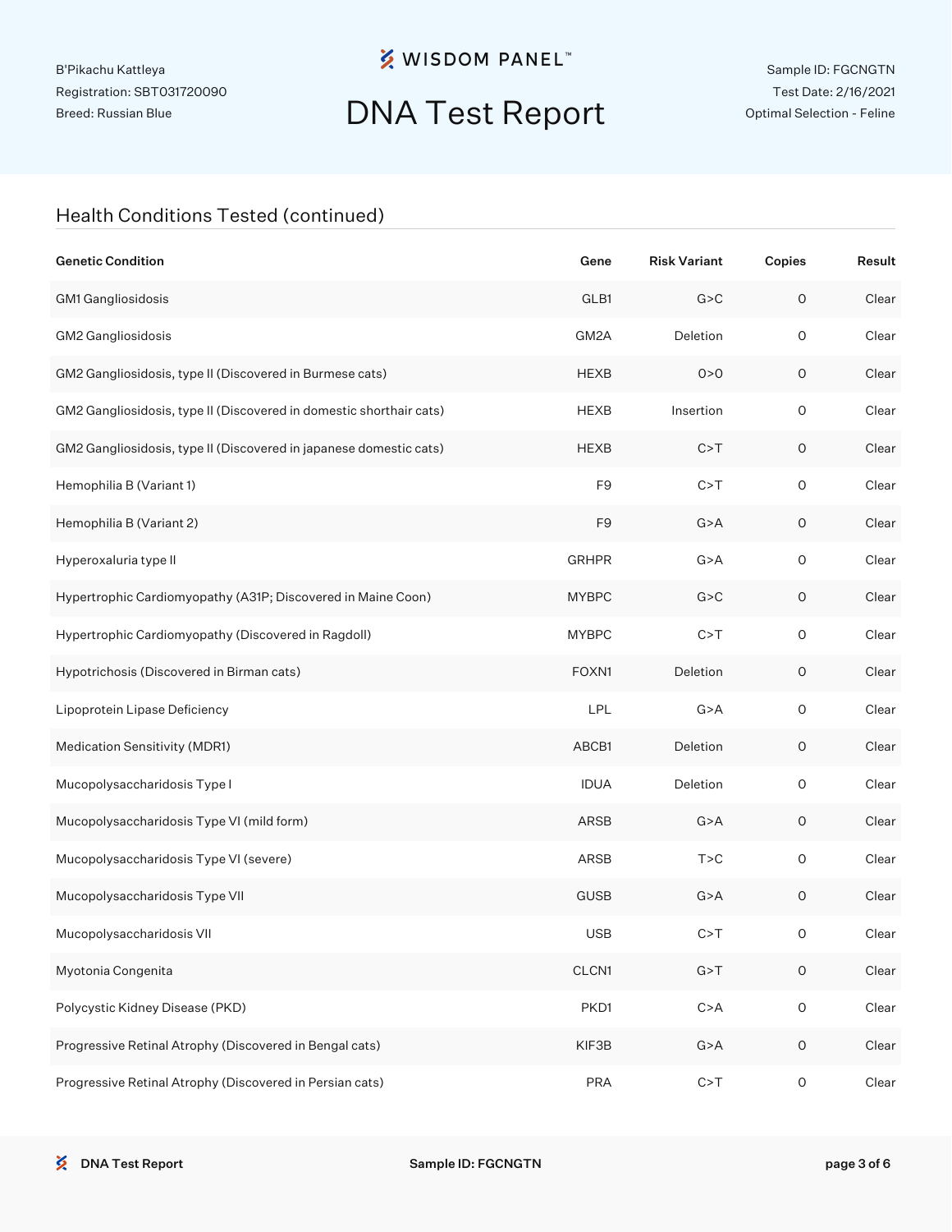B'Pikachu Kattleya
Registration: SBT031720090
Breed: Russian Blue

# DNA Test Report

Sample ID: FGCNGTN
Test Date: 2/16/2021
Optimal Selection - Feline

## Health Conditions Tested (continued)

| Genetic Condition | Gene | Risk Variant | Copies | Result |
|---|---|---|---|---|
| GM1 Gangliosidosis | GLB1 | G>C | 0 | Clear |
| GM2 Gangliosidosis | GM2A | Deletion | 0 | Clear |
| GM2 Gangliosidosis, type II (Discovered in Burmese cats) | HEXB | 0>0 | 0 | Clear |
| GM2 Gangliosidosis, type II (Discovered in domestic shorthair cats) | HEXB | Insertion | 0 | Clear |
| GM2 Gangliosidosis, type II (Discovered in japanese domestic cats) | HEXB | C>T | 0 | Clear |
| Hemophilia B (Variant 1) | F9 | C>T | 0 | Clear |
| Hemophilia B (Variant 2) | F9 | G>A | 0 | Clear |
| Hyperoxaluria type II | GRHPR | G>A | 0 | Clear |
| Hypertrophic Cardiomyopathy (A31P; Discovered in Maine Coon) | MYBPC | G>C | 0 | Clear |
| Hypertrophic Cardiomyopathy (Discovered in Ragdoll) | MYBPC | C>T | 0 | Clear |
| Hypotrichosis (Discovered in Birman cats) | FOXN1 | Deletion | 0 | Clear |
| Lipoprotein Lipase Deficiency | LPL | G>A | 0 | Clear |
| Medication Sensitivity (MDR1) | ABCB1 | Deletion | 0 | Clear |
| Mucopolysaccharidosis Type I | IDUA | Deletion | 0 | Clear |
| Mucopolysaccharidosis Type VI (mild form) | ARSB | G>A | 0 | Clear |
| Mucopolysaccharidosis Type VI (severe) | ARSB | T>C | 0 | Clear |
| Mucopolysaccharidosis Type VII | GUSB | G>A | 0 | Clear |
| Mucopolysaccharidosis VII | USB | C>T | 0 | Clear |
| Myotonia Congenita | CLCN1 | G>T | 0 | Clear |
| Polycystic Kidney Disease (PKD) | PKD1 | C>A | 0 | Clear |
| Progressive Retinal Atrophy (Discovered in Bengal cats) | KIF3B | G>A | 0 | Clear |
| Progressive Retinal Atrophy (Discovered in Persian cats) | PRA | C>T | 0 | Clear |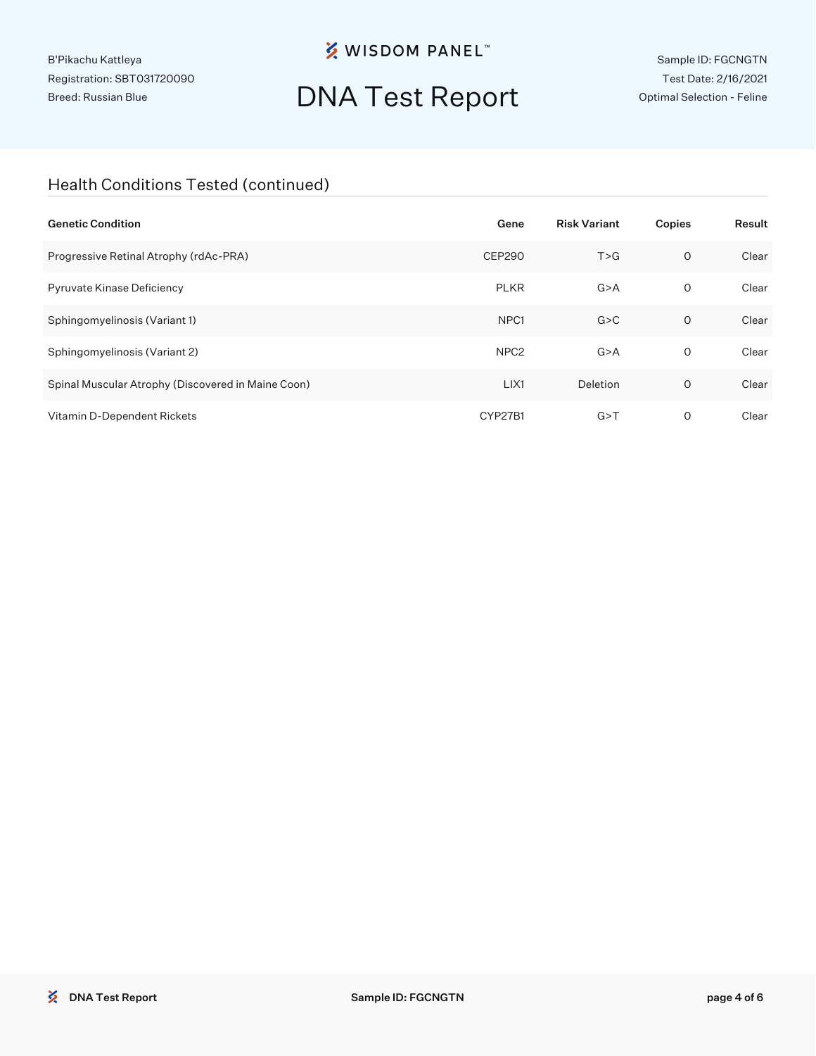B'Pikachu Kattleya
Registration: SBT031720090
Breed: Russian Blue

# DNA Test Report

Sample ID: FGCNGTN
Test Date: 2/16/2021
Optimal Selection - Feline

## Health Conditions Tested (continued)

| Genetic Condition | Gene | Risk Variant | Copies | Result |
|---|---|---|---|---|
| Progressive Retinal Atrophy (rdAc-PRA) | CEP290 | T>G | 0 | Clear |
| Pyruvate Kinase Deficiency | PLKR | G>A | 0 | Clear |
| Sphingomyelinosis (Variant 1) | NPC1 | G>C | 0 | Clear |
| Sphingomyelinosis (Variant 2) | NPC2 | G>A | 0 | Clear |
| Spinal Muscular Atrophy (Discovered in Maine Coon) | LIX1 | Deletion | 0 | Clear |
| Vitamin D-Dependent Rickets | CYP27B1 | G>T | 0 | Clear |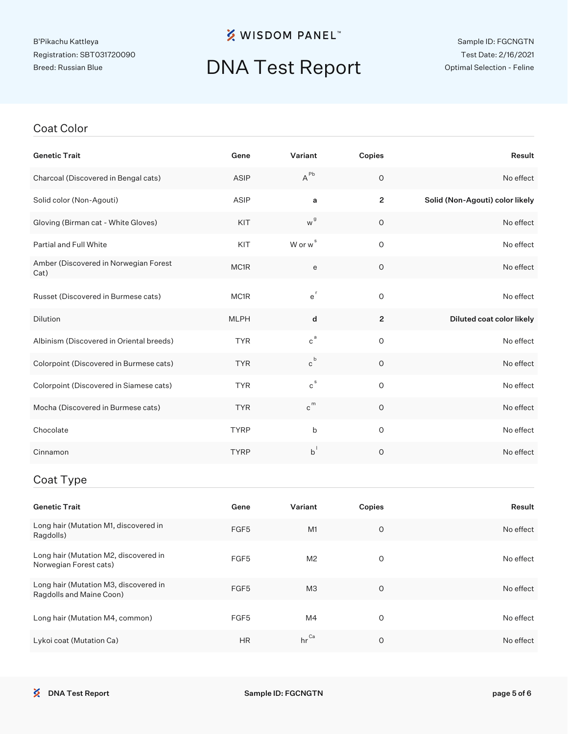B'Pikachu Kattleya
Registration: SBT031720090
Breed: Russian Blue

WISDOM PANEL™

# DNA Test Report

Sample ID: FGCNGTN
Test Date: 2/16/2021
Optimal Selection - Feline

## Coat Color

| Genetic Trait | Gene | Variant | Copies | Result |
|---|---|---|---|---|
| Charcoal (Discovered in Bengal cats) | ASIP | $A^{Pb}$ | 0 | No effect |
| Solid color (Non-Agouti) | ASIP | **a** | **2** | **Solid (Non-Agouti) color likely** |
| Gloving (Birman cat - White Gloves) | KIT | $w^{g}$ | 0 | No effect |
| Partial and Full White | KIT | W or $w^{s}$ | 0 | No effect |
| Amber (Discovered in Norwegian Forest Cat) | MC1R | e | 0 | No effect |
| Russet (Discovered in Burmese cats) | MC1R | $e^{r}$ | 0 | No effect |
| Dilution | MLPH | **d** | **2** | **Diluted coat color likely** |
| Albinism (Discovered in Oriental breeds) | TYR | $c^{a}$ | 0 | No effect |
| Colorpoint (Discovered in Burmese cats) | TYR | $c^{b}$ | 0 | No effect |
| Colorpoint (Discovered in Siamese cats) | TYR | $c^{s}$ | 0 | No effect |
| Mocha (Discovered in Burmese cats) | TYR | $c^{m}$ | 0 | No effect |
| Chocolate | TYRP | b | 0 | No effect |
| Cinnamon | TYRP | $b^{l}$ | 0 | No effect |

## Coat Type

| Genetic Trait | Gene | Variant | Copies | Result |
|---|---|---|---|---|
| Long hair (Mutation M1, discovered in Ragdolls) | FGF5 | M1 | 0 | No effect |
| Long hair (Mutation M2, discovered in Norwegian Forest cats) | FGF5 | M2 | 0 | No effect |
| Long hair (Mutation M3, discovered in Ragdolls and Maine Coon) | FGF5 | M3 | 0 | No effect |
| Long hair (Mutation M4, common) | FGF5 | M4 | 0 | No effect |
| Lykoi coat (Mutation Ca) | HR | $hr^{Ca}$ | 0 | No effect |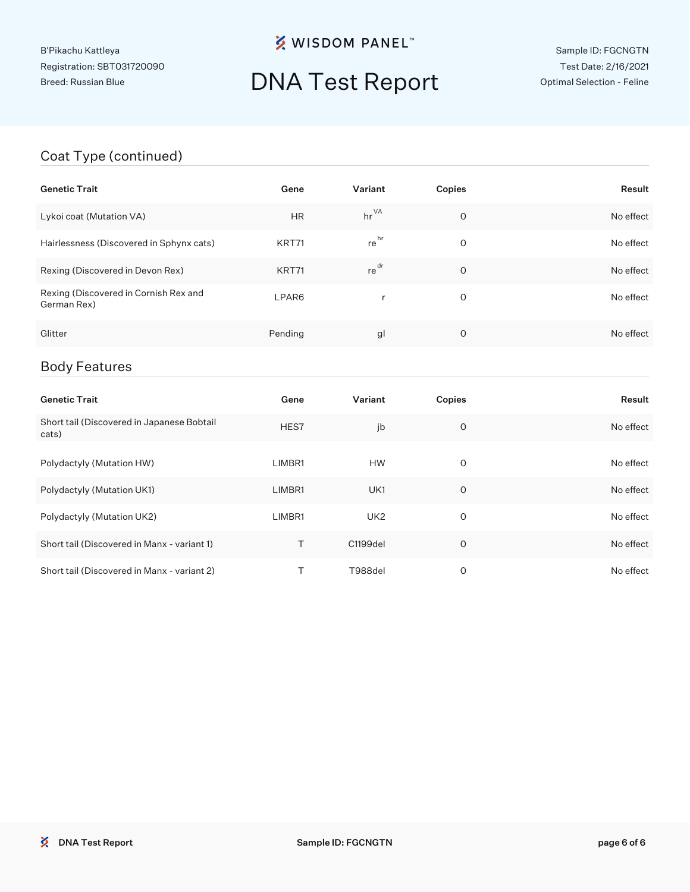B'Pikachu Kattleya
Registration: SBT031720090
Breed: Russian Blue

WISDOM PANEL™

# DNA Test Report

Sample ID: FGCNGTN
Test Date: 2/16/2021
Optimal Selection - Feline

## Coat Type (continued)

| Genetic Trait | Gene | Variant | Copies | Result |
|---|---|---|---|---|
| Lykoi coat (Mutation VA) | HR | $hr^{VA}$ | 0 | No effect |
| Hairlessness (Discovered in Sphynx cats) | KRT71 | $re^{hr}$ | 0 | No effect |
| Rexing (Discovered in Devon Rex) | KRT71 | $re^{dr}$ | 0 | No effect |
| Rexing (Discovered in Cornish Rex and German Rex) | LPAR6 | r | 0 | No effect |
| Glitter | Pending | gl | 0 | No effect |

## Body Features

| Genetic Trait | Gene | Variant | Copies | Result |
|---|---|---|---|---|
| Short tail (Discovered in Japanese Bobtail cats) | HES7 | jb | 0 | No effect |
| Polydactyly (Mutation HW) | LIMBR1 | HW | 0 | No effect |
| Polydactyly (Mutation UK1) | LIMBR1 | UK1 | 0 | No effect |
| Polydactyly (Mutation UK2) | LIMBR1 | UK2 | 0 | No effect |
| Short tail (Discovered in Manx - variant 1) | T | C1199del | 0 | No effect |
| Short tail (Discovered in Manx - variant 2) | T | T988del | 0 | No effect |